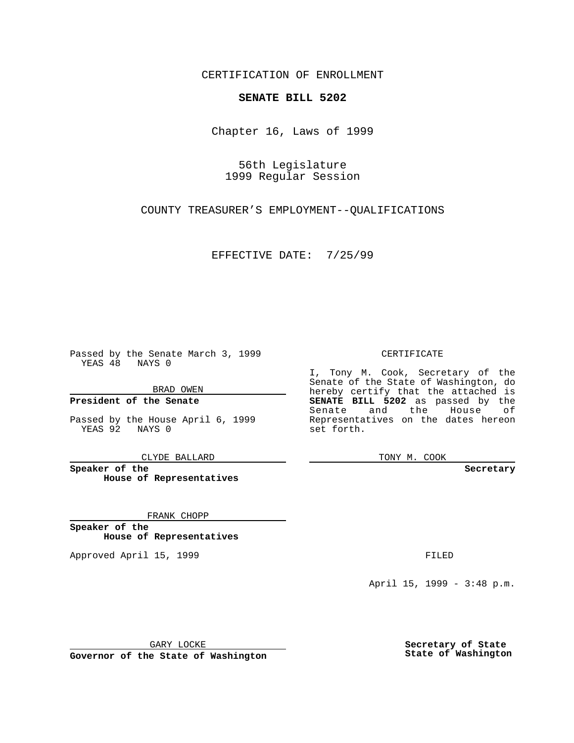CERTIFICATION OF ENROLLMENT

**SENATE BILL 5202**

Chapter 16, Laws of 1999

56th Legislature
1999 Regular Session

COUNTY TREASURER'S EMPLOYMENT--QUALIFICATIONS

EFFECTIVE DATE: 7/25/99

Passed by the Senate March 3, 1999
YEAS 48 NAYS 0

BRAD OWEN

**President of the Senate**

Passed by the House April 6, 1999
YEAS 92 NAYS 0

CLYDE BALLARD

**Speaker of the House of Representatives**

FRANK CHOPP

**Speaker of the House of Representatives**

Approved April 15, 1999

GARY LOCKE

**Governor of the State of Washington**

CERTIFICATE

I, Tony M. Cook, Secretary of the Senate of the State of Washington, do hereby certify that the attached is **SENATE BILL 5202** as passed by the Senate and the House of Representatives on the dates hereon set forth.

TONY M. COOK

**Secretary**

FILED

April 15, 1999 - 3:48 p.m.

**Secretary of State**
**State of Washington**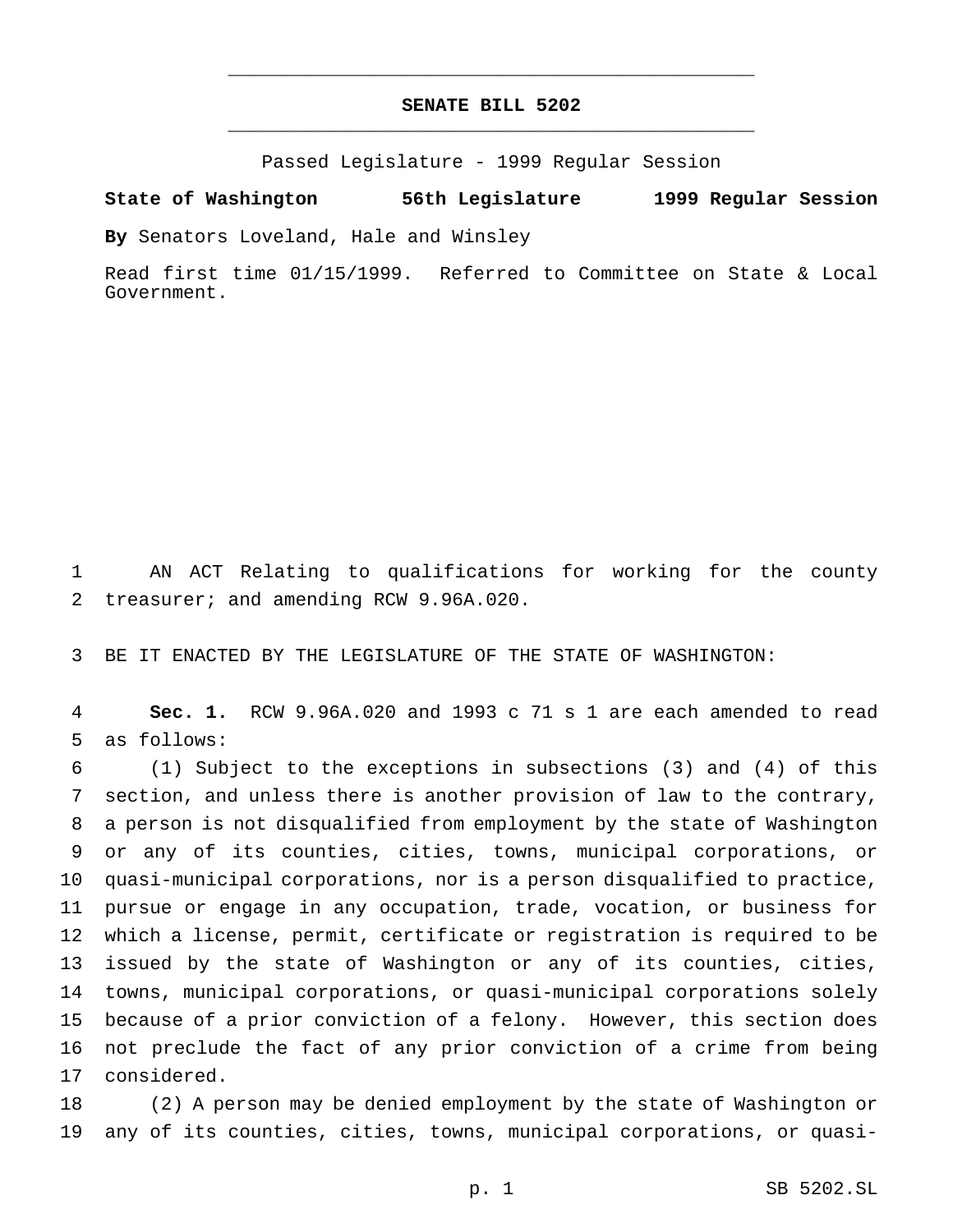# SENATE BILL 5202

Passed Legislature - 1999 Regular Session

**State of Washington 56th Legislature 1999 Regular Session**

**By** Senators Loveland, Hale and Winsley

Read first time 01/15/1999. Referred to Committee on State & Local Government.

AN ACT Relating to qualifications for working for the county treasurer; and amending RCW 9.96A.020.

BE IT ENACTED BY THE LEGISLATURE OF THE STATE OF WASHINGTON:

**Sec. 1.** RCW 9.96A.020 and 1993 c 71 s 1 are each amended to read as follows:

(1) Subject to the exceptions in subsections (3) and (4) of this section, and unless there is another provision of law to the contrary, a person is not disqualified from employment by the state of Washington or any of its counties, cities, towns, municipal corporations, or quasi-municipal corporations, nor is a person disqualified to practice, pursue or engage in any occupation, trade, vocation, or business for which a license, permit, certificate or registration is required to be issued by the state of Washington or any of its counties, cities, towns, municipal corporations, or quasi-municipal corporations solely because of a prior conviction of a felony. However, this section does not preclude the fact of any prior conviction of a crime from being considered.

(2) A person may be denied employment by the state of Washington or any of its counties, cities, towns, municipal corporations, or quasi-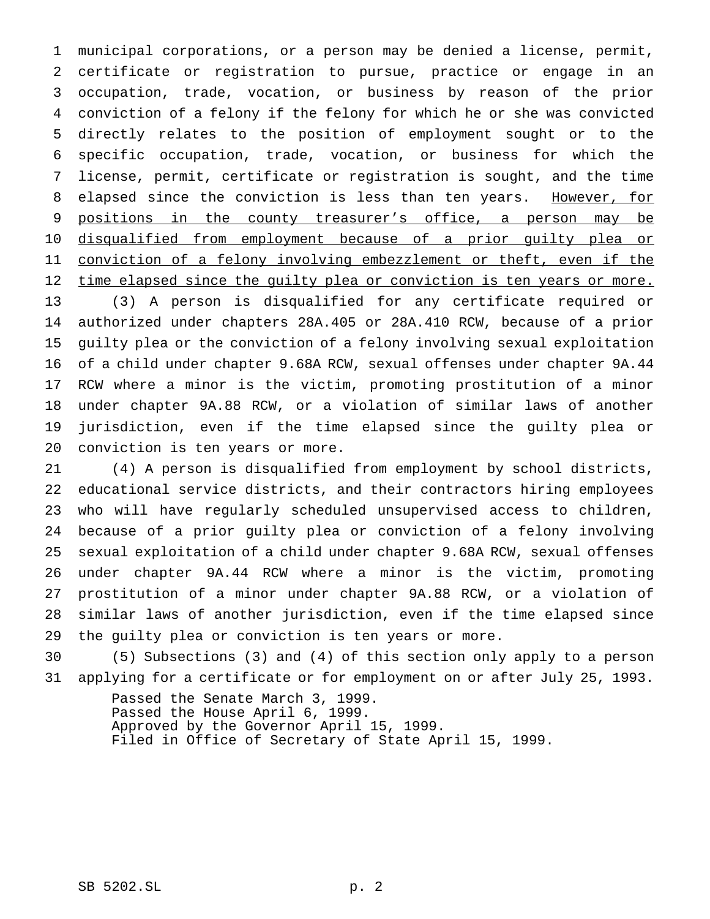municipal corporations, or a person may be denied a license, permit, certificate or registration to pursue, practice or engage in an occupation, trade, vocation, or business by reason of the prior conviction of a felony if the felony for which he or she was convicted directly relates to the position of employment sought or to the specific occupation, trade, vocation, or business for which the license, permit, certificate or registration is sought, and the time elapsed since the conviction is less than ten years. <u>However, for positions in the county treasurer's office, a person may be disqualified from employment because of a prior guilty plea or conviction of a felony involving embezzlement or theft, even if the time elapsed since the guilty plea or conviction is ten years or more.</u>

(3) A person is disqualified for any certificate required or authorized under chapters 28A.405 or 28A.410 RCW, because of a prior guilty plea or the conviction of a felony involving sexual exploitation of a child under chapter 9.68A RCW, sexual offenses under chapter 9A.44 RCW where a minor is the victim, promoting prostitution of a minor under chapter 9A.88 RCW, or a violation of similar laws of another jurisdiction, even if the time elapsed since the guilty plea or conviction is ten years or more.

(4) A person is disqualified from employment by school districts, educational service districts, and their contractors hiring employees who will have regularly scheduled unsupervised access to children, because of a prior guilty plea or conviction of a felony involving sexual exploitation of a child under chapter 9.68A RCW, sexual offenses under chapter 9A.44 RCW where a minor is the victim, promoting prostitution of a minor under chapter 9A.88 RCW, or a violation of similar laws of another jurisdiction, even if the time elapsed since the guilty plea or conviction is ten years or more.

(5) Subsections (3) and (4) of this section only apply to a person applying for a certificate or for employment on or after July 25, 1993.

Passed the Senate March 3, 1999.
Passed the House April 6, 1999.
Approved by the Governor April 15, 1999.
Filed in Office of Secretary of State April 15, 1999.